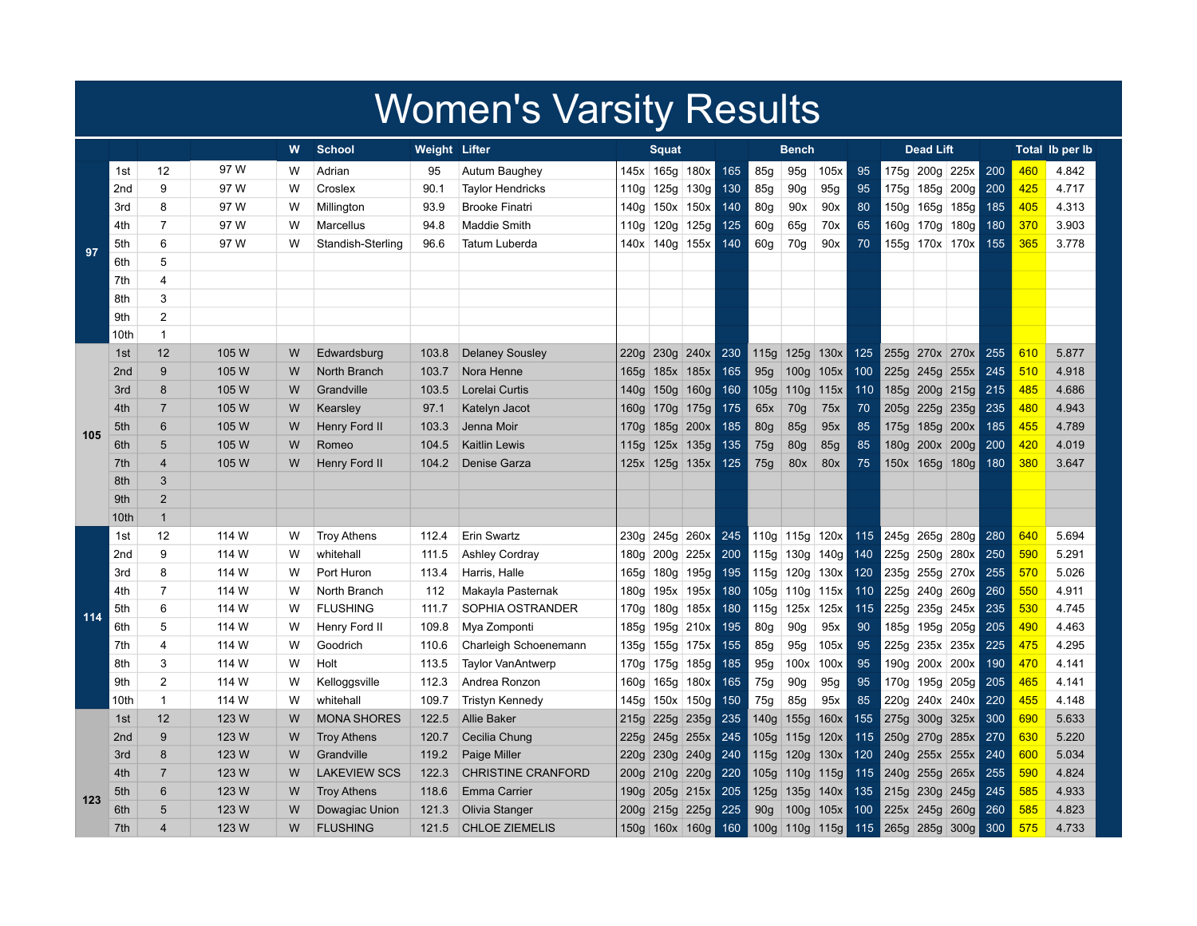# Women's Varsity Results

| | | | | W | School | Weight | Lifter | Squat | | | | Bench | | | | Dead Lift | | | | Total | lb per lb |
|---|---|---|---|---|---|---|---|---|---|---|---|---|---|---|---|---|---|---|---|---|---|
| 97 | 1st | 12 | 97 W | W | Adrian | 95 | Autum Baughey | 145x | 165g | 180x | 165 | 85g | 95g | 105x | 95 | 175g | 200g | 225x | 200 | 460 | 4.842 |
| | 2nd | 9 | 97 W | W | Croslex | 90.1 | Taylor Hendricks | 110g | 125g | 130g | 130 | 85g | 90g | 95g | 95 | 175g | 185g | 200g | 200 | 425 | 4.717 |
| | 3rd | 8 | 97 W | W | Millington | 93.9 | Brooke Finatri | 140g | 150x | 150x | 140 | 80g | 90x | 90x | 80 | 150g | 165g | 185g | 185 | 405 | 4.313 |
| | 4th | 7 | 97 W | W | Marcellus | 94.8 | Maddie Smith | 110g | 120g | 125g | 125 | 60g | 65g | 70x | 65 | 160g | 170g | 180g | 180 | 370 | 3.903 |
| | 5th | 6 | 97 W | W | Standish-Sterling | 96.6 | Tatum Luberda | 140x | 140g | 155x | 140 | 60g | 70g | 90x | 70 | 155g | 170x | 170x | 155 | 365 | 3.778 |
| | 6th | 5 | | | | | | | | | | | | | | | | | | | |
| | 7th | 4 | | | | | | | | | | | | | | | | | | | |
| | 8th | 3 | | | | | | | | | | | | | | | | | | | |
| | 9th | 2 | | | | | | | | | | | | | | | | | | | |
| | 10th | 1 | | | | | | | | | | | | | | | | | | | |
| 105 | 1st | 12 | 105 W | W | Edwardsburg | 103.8 | Delaney Sousley | 220g | 230g | 240x | 230 | 115g | 125g | 130x | 125 | 255g | 270x | 270x | 255 | 610 | 5.877 |
| | 2nd | 9 | 105 W | W | North Branch | 103.7 | Nora Henne | 165g | 185x | 185x | 165 | 95g | 100g | 105x | 100 | 225g | 245g | 255x | 245 | 510 | 4.918 |
| | 3rd | 8 | 105 W | W | Grandville | 103.5 | Lorelai Curtis | 140g | 150g | 160g | 160 | 105g | 110g | 115x | 110 | 185g | 200g | 215g | 215 | 485 | 4.686 |
| | 4th | 7 | 105 W | W | Kearsley | 97.1 | Katelyn Jacot | 160g | 170g | 175g | 175 | 65x | 70g | 75x | 70 | 205g | 225g | 235g | 235 | 480 | 4.943 |
| | 5th | 6 | 105 W | W | Henry Ford II | 103.3 | Jenna Moir | 170g | 185g | 200x | 185 | 80g | 85g | 95x | 85 | 175g | 185g | 200x | 185 | 455 | 4.789 |
| | 6th | 5 | 105 W | W | Romeo | 104.5 | Kaitlin Lewis | 115g | 125x | 135g | 135 | 75g | 80g | 85g | 85 | 180g | 200x | 200g | 200 | 420 | 4.019 |
| | 7th | 4 | 105 W | W | Henry Ford II | 104.2 | Denise Garza | 125x | 125g | 135x | 125 | 75g | 80x | 80x | 75 | 150x | 165g | 180g | 180 | 380 | 3.647 |
| | 8th | 3 | | | | | | | | | | | | | | | | | | | |
| | 9th | 2 | | | | | | | | | | | | | | | | | | | |
| | 10th | 1 | | | | | | | | | | | | | | | | | | | |
| 114 | 1st | 12 | 114 W | W | Troy Athens | 112.4 | Erin Swartz | 230g | 245g | 260x | 245 | 110g | 115g | 120x | 115 | 245g | 265g | 280g | 280 | 640 | 5.694 |
| | 2nd | 9 | 114 W | W | whitehall | 111.5 | Ashley Cordray | 180g | 200g | 225x | 200 | 115g | 130g | 140g | 140 | 225g | 250g | 280x | 250 | 590 | 5.291 |
| | 3rd | 8 | 114 W | W | Port Huron | 113.4 | Harris, Halle | 165g | 180g | 195g | 195 | 115g | 120g | 130x | 120 | 235g | 255g | 270x | 255 | 570 | 5.026 |
| | 4th | 7 | 114 W | W | North Branch | 112 | Makayla Pasternak | 180g | 195x | 195x | 180 | 105g | 110g | 115x | 110 | 225g | 240g | 260g | 260 | 550 | 4.911 |
| | 5th | 6 | 114 W | W | FLUSHING | 111.7 | SOPHIA OSTRANDER | 170g | 180g | 185x | 180 | 115g | 125x | 125x | 115 | 225g | 235g | 245x | 235 | 530 | 4.745 |
| | 6th | 5 | 114 W | W | Henry Ford II | 109.8 | Mya Zomponti | 185g | 195g | 210x | 195 | 80g | 90g | 95x | 90 | 185g | 195g | 205g | 205 | 490 | 4.463 |
| | 7th | 4 | 114 W | W | Goodrich | 110.6 | Charleigh Schoenemann | 135g | 155g | 175x | 155 | 85g | 95g | 105x | 95 | 225g | 235x | 235x | 225 | 475 | 4.295 |
| | 8th | 3 | 114 W | W | Holt | 113.5 | Taylor VanAntwerp | 170g | 175g | 185g | 185 | 95g | 100x | 100x | 95 | 190g | 200x | 200x | 190 | 470 | 4.141 |
| | 9th | 2 | 114 W | W | Kelloggsville | 112.3 | Andrea Ronzon | 160g | 165g | 180x | 165 | 75g | 90g | 95g | 95 | 170g | 195g | 205g | 205 | 465 | 4.141 |
| | 10th | 1 | 114 W | W | whitehall | 109.7 | Tristyn Kennedy | 145g | 150x | 150g | 150 | 75g | 85g | 95x | 85 | 220g | 240x | 240x | 220 | 455 | 4.148 |
| 123 | 1st | 12 | 123 W | W | MONA SHORES | 122.5 | Allie Baker | 215g | 225g | 235g | 235 | 140g | 155g | 160x | 155 | 275g | 300g | 325x | 300 | 690 | 5.633 |
| | 2nd | 9 | 123 W | W | Troy Athens | 120.7 | Cecilia Chung | 225g | 245g | 255x | 245 | 105g | 115g | 120x | 115 | 250g | 270g | 285x | 270 | 630 | 5.220 |
| | 3rd | 8 | 123 W | W | Grandville | 119.2 | Paige Miller | 220g | 230g | 240g | 240 | 115g | 120g | 130x | 120 | 240g | 255x | 255x | 240 | 600 | 5.034 |
| | 4th | 7 | 123 W | W | LAKEVIEW SCS | 122.3 | CHRISTINE CRANFORD | 200g | 210g | 220g | 220 | 105g | 110g | 115g | 115 | 240g | 255g | 265x | 255 | 590 | 4.824 |
| | 5th | 6 | 123 W | W | Troy Athens | 118.6 | Emma Carrier | 190g | 205g | 215x | 205 | 125g | 135g | 140x | 135 | 215g | 230g | 245g | 245 | 585 | 4.933 |
| | 6th | 5 | 123 W | W | Dowagiac Union | 121.3 | Olivia Stanger | 200g | 215g | 225g | 225 | 90g | 100g | 105x | 100 | 225x | 245g | 260g | 260 | 585 | 4.823 |
| | 7th | 4 | 123 W | W | FLUSHING | 121.5 | CHLOE ZIEMELIS | 150g | 160x | 160g | 160 | 100g | 110g | 115g | 115 | 265g | 285g | 300g | 300 | 575 | 4.733 |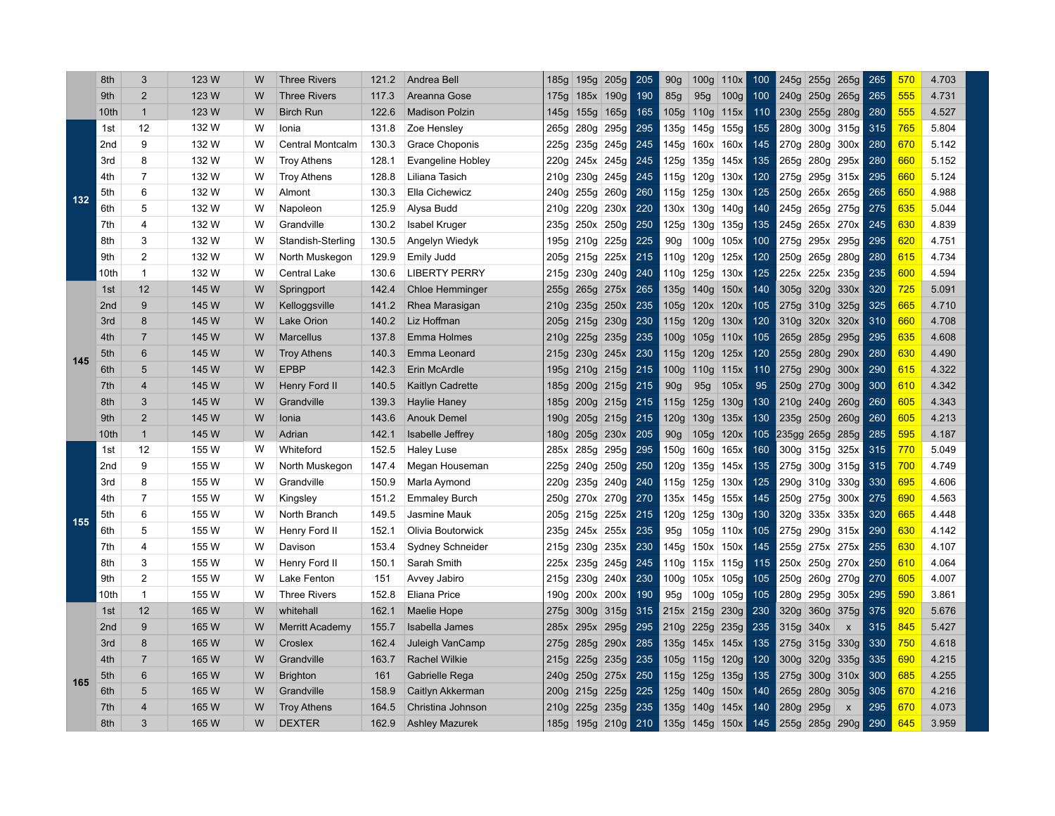| | | | | | | | | | | | | | | | | | | | | | | |
|---|---|---|---|---|---|---|---|---|---|---|---|---|---|---|---|---|---|---|---|---|---|---|
| | 8th | 3 | 123 W | W | Three Rivers | 121.2 | Andrea Bell | 185g | 195g | 205g | 205 | 90g | 100g | 110x | 100 | 245g | 255g | 265g | 265 | 570 | 4.703 | |
| | 9th | 2 | 123 W | W | Three Rivers | 117.3 | Areanna Gose | 175g | 185x | 190g | 190 | 85g | 95g | 100g | 100 | 240g | 250g | 265g | 265 | 555 | 4.731 | |
| | 10th | 1 | 123 W | W | Birch Run | 122.6 | Madison Polzin | 145g | 155g | 165g | 165 | 105g | 110g | 115x | 110 | 230g | 255g | 280g | 280 | 555 | 4.527 | |
| 132 | 1st | 12 | 132 W | W | Ionia | 131.8 | Zoe Hensley | 265g | 280g | 295g | 295 | 135g | 145g | 155g | 155 | 280g | 300g | 315g | 315 | 765 | 5.804 | |
| | 2nd | 9 | 132 W | W | Central Montcalm | 130.3 | Grace Choponis | 225g | 235g | 245g | 245 | 145g | 160x | 160x | 145 | 270g | 280g | 300x | 280 | 670 | 5.142 | |
| | 3rd | 8 | 132 W | W | Troy Athens | 128.1 | Evangeline Hobley | 220g | 245x | 245g | 245 | 125g | 135g | 145x | 135 | 265g | 280g | 295x | 280 | 660 | 5.152 | |
| | 4th | 7 | 132 W | W | Troy Athens | 128.8 | Liliana Tasich | 210g | 230g | 245g | 245 | 115g | 120g | 130x | 120 | 275g | 295g | 315x | 295 | 660 | 5.124 | |
| | 5th | 6 | 132 W | W | Almont | 130.3 | Ella Cichewicz | 240g | 255g | 260g | 260 | 115g | 125g | 130x | 125 | 250g | 265x | 265g | 265 | 650 | 4.988 | |
| | 6th | 5 | 132 W | W | Napoleon | 125.9 | Alysa Budd | 210g | 220g | 230x | 220 | 130x | 130g | 140g | 140 | 245g | 265g | 275g | 275 | 635 | 5.044 | |
| | 7th | 4 | 132 W | W | Grandville | 130.2 | Isabel Kruger | 235g | 250x | 250g | 250 | 125g | 130g | 135g | 135 | 245g | 265x | 270x | 245 | 630 | 4.839 | |
| | 8th | 3 | 132 W | W | Standish-Sterling | 130.5 | Angelyn Wiedyk | 195g | 210g | 225g | 225 | 90g | 100g | 105x | 100 | 275g | 295x | 295g | 295 | 620 | 4.751 | |
| | 9th | 2 | 132 W | W | North Muskegon | 129.9 | Emily Judd | 205g | 215g | 225x | 215 | 110g | 120g | 125x | 120 | 250g | 265g | 280g | 280 | 615 | 4.734 | |
| | 10th | 1 | 132 W | W | Central Lake | 130.6 | LIBERTY PERRY | 215g | 230g | 240g | 240 | 110g | 125g | 130x | 125 | 225x | 225x | 235g | 235 | 600 | 4.594 | |
| 145 | 1st | 12 | 145 W | W | Springport | 142.4 | Chloe Hemminger | 255g | 265g | 275x | 265 | 135g | 140g | 150x | 140 | 305g | 320g | 330x | 320 | 725 | 5.091 | |
| | 2nd | 9 | 145 W | W | Kelloggsville | 141.2 | Rhea Marasigan | 210g | 235g | 250x | 235 | 105g | 120x | 120x | 105 | 275g | 310g | 325g | 325 | 665 | 4.710 | |
| | 3rd | 8 | 145 W | W | Lake Orion | 140.2 | Liz Hoffman | 205g | 215g | 230g | 230 | 115g | 120g | 130x | 120 | 310g | 320x | 320x | 310 | 660 | 4.708 | |
| | 4th | 7 | 145 W | W | Marcellus | 137.8 | Emma Holmes | 210g | 225g | 235g | 235 | 100g | 105g | 110x | 105 | 265g | 285g | 295g | 295 | 635 | 4.608 | |
| | 5th | 6 | 145 W | W | Troy Athens | 140.3 | Emma Leonard | 215g | 230g | 245x | 230 | 115g | 120g | 125x | 120 | 255g | 280g | 290x | 280 | 630 | 4.490 | |
| | 6th | 5 | 145 W | W | EPBP | 142.3 | Erin McArdle | 195g | 210g | 215g | 215 | 100g | 110g | 115x | 110 | 275g | 290g | 300x | 290 | 615 | 4.322 | |
| | 7th | 4 | 145 W | W | Henry Ford II | 140.5 | Kaitlyn Cadrette | 185g | 200g | 215g | 215 | 90g | 95g | 105x | 95 | 250g | 270g | 300g | 300 | 610 | 4.342 | |
| | 8th | 3 | 145 W | W | Grandville | 139.3 | Haylie Haney | 185g | 200g | 215g | 215 | 115g | 125g | 130g | 130 | 210g | 240g | 260g | 260 | 605 | 4.343 | |
| | 9th | 2 | 145 W | W | Ionia | 143.6 | Anouk Demel | 190g | 205g | 215g | 215 | 120g | 130g | 135x | 130 | 235g | 250g | 260g | 260 | 605 | 4.213 | |
| | 10th | 1 | 145 W | W | Adrian | 142.1 | Isabelle Jeffrey | 180g | 205g | 230x | 205 | 90g | 105g | 120x | 105 | 235gg | 265g | 285g | 285 | 595 | 4.187 | |
| 155 | 1st | 12 | 155 W | W | Whiteford | 152.5 | Haley Luse | 285x | 285g | 295g | 295 | 150g | 160g | 165x | 160 | 300g | 315g | 325x | 315 | 770 | 5.049 | |
| | 2nd | 9 | 155 W | W | North Muskegon | 147.4 | Megan Houseman | 225g | 240g | 250g | 250 | 120g | 135g | 145x | 135 | 275g | 300g | 315g | 315 | 700 | 4.749 | |
| | 3rd | 8 | 155 W | W | Grandville | 150.9 | Marla Aymond | 220g | 235g | 240g | 240 | 115g | 125g | 130x | 125 | 290g | 310g | 330g | 330 | 695 | 4.606 | |
| | 4th | 7 | 155 W | W | Kingsley | 151.2 | Emmaley Burch | 250g | 270x | 270g | 270 | 135x | 145g | 155x | 145 | 250g | 275g | 300x | 275 | 690 | 4.563 | |
| | 5th | 6 | 155 W | W | North Branch | 149.5 | Jasmine Mauk | 205g | 215g | 225x | 215 | 120g | 125g | 130g | 130 | 320g | 335x | 335x | 320 | 665 | 4.448 | |
| | 6th | 5 | 155 W | W | Henry Ford II | 152.1 | Olivia Boutorwick | 235g | 245x | 255x | 235 | 95g | 105g | 110x | 105 | 275g | 290g | 315x | 290 | 630 | 4.142 | |
| | 7th | 4 | 155 W | W | Davison | 153.4 | Sydney Schneider | 215g | 230g | 235x | 230 | 145g | 150x | 150x | 145 | 255g | 275x | 275x | 255 | 630 | 4.107 | |
| | 8th | 3 | 155 W | W | Henry Ford II | 150.1 | Sarah Smith | 225x | 235g | 245g | 245 | 110g | 115x | 115g | 115 | 250x | 250g | 270x | 250 | 610 | 4.064 | |
| | 9th | 2 | 155 W | W | Lake Fenton | 151 | Avvey Jabiro | 215g | 230g | 240x | 230 | 100g | 105x | 105g | 105 | 250g | 260g | 270g | 270 | 605 | 4.007 | |
| | 10th | 1 | 155 W | W | Three Rivers | 152.8 | Eliana Price | 190g | 200x | 200x | 190 | 95g | 100g | 105g | 105 | 280g | 295g | 305x | 295 | 590 | 3.861 | |
| 165 | 1st | 12 | 165 W | W | whitehall | 162.1 | Maelie Hope | 275g | 300g | 315g | 315 | 215x | 215g | 230g | 230 | 320g | 360g | 375g | 375 | 920 | 5.676 | |
| | 2nd | 9 | 165 W | W | Merritt Academy | 155.7 | Isabella James | 285x | 295x | 295g | 295 | 210g | 225g | 235g | 235 | 315g | 340x | x | 315 | 845 | 5.427 | |
| | 3rd | 8 | 165 W | W | Croslex | 162.4 | Juleigh VanCamp | 275g | 285g | 290x | 285 | 135g | 145x | 145x | 135 | 275g | 315g | 330g | 330 | 750 | 4.618 | |
| | 4th | 7 | 165 W | W | Grandville | 163.7 | Rachel Wilkie | 215g | 225g | 235g | 235 | 105g | 115g | 120g | 120 | 300g | 320g | 335g | 335 | 690 | 4.215 | |
| | 5th | 6 | 165 W | W | Brighton | 161 | Gabrielle Rega | 240g | 250g | 275x | 250 | 115g | 125g | 135g | 135 | 275g | 300g | 310x | 300 | 685 | 4.255 | |
| | 6th | 5 | 165 W | W | Grandville | 158.9 | Caitlyn Akkerman | 200g | 215g | 225g | 225 | 125g | 140g | 150x | 140 | 265g | 280g | 305g | 305 | 670 | 4.216 | |
| | 7th | 4 | 165 W | W | Troy Athens | 164.5 | Christina Johnson | 210g | 225g | 235g | 235 | 135g | 140g | 145x | 140 | 280g | 295g | x | 295 | 670 | 4.073 | |
| | 8th | 3 | 165 W | W | DEXTER | 162.9 | Ashley Mazurek | 185g | 195g | 210g | 210 | 135g | 145g | 150x | 145 | 255g | 285g | 290g | 290 | 645 | 3.959 | |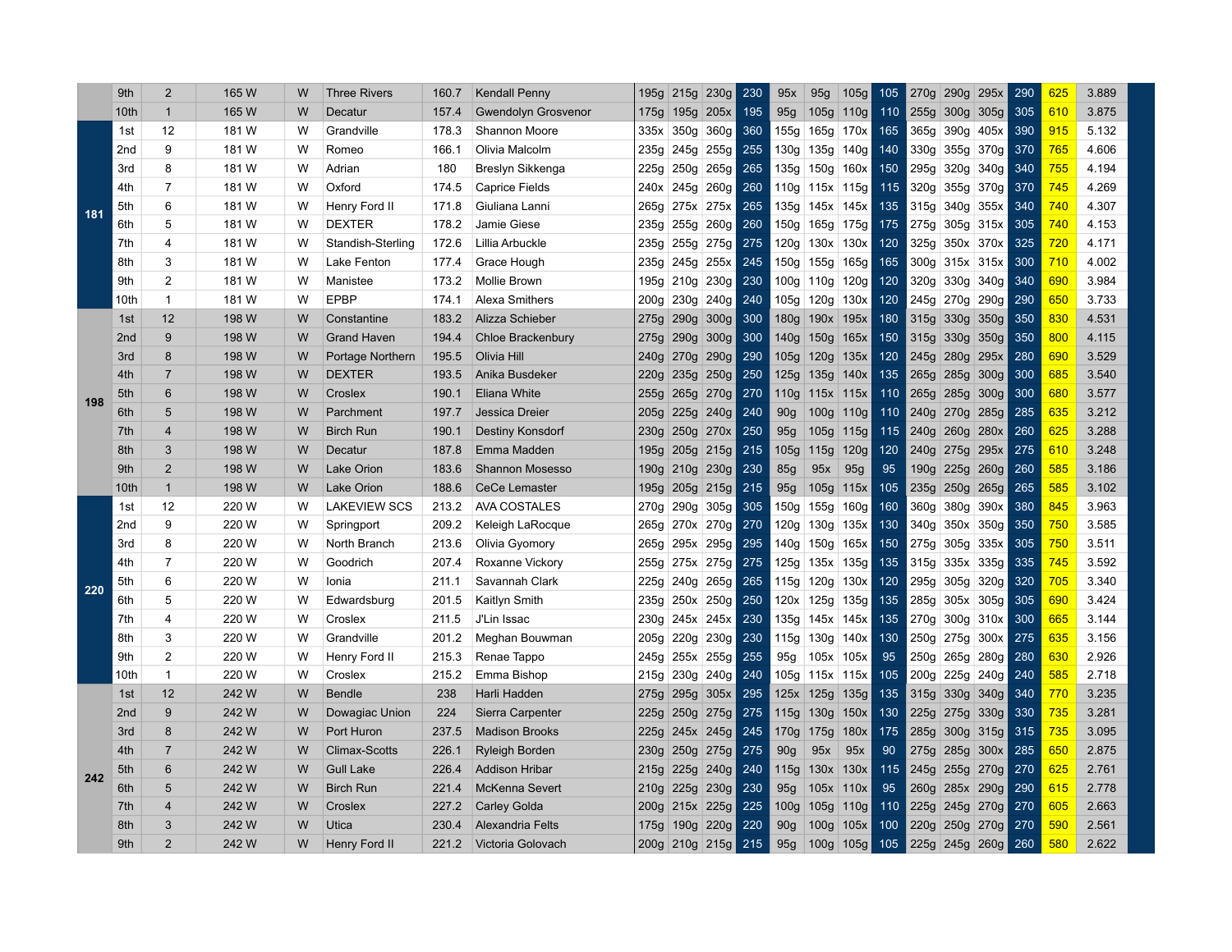| | Place | Pts | Class | Div | Team | BW | Name | SQ1 | SQ2 | SQ3 | SQ | BP1 | BP2 | BP3 | BP | DL1 | DL2 | DL3 | DL | Total | Score |
|---|---|---|---|---|---|---|---|---|---|---|---|---|---|---|---|---|---|---|---|---|---|
| | 9th | 2 | 165 W | W | Three Rivers | 160.7 | Kendall Penny | 195g | 215g | 230g | 230 | 95x | 95g | 105g | 105 | 270g | 290g | 295x | 290 | 625 | 3.889 |
| | 10th | 1 | 165 W | W | Decatur | 157.4 | Gwendolyn Grosvenor | 175g | 195g | 205x | 195 | 95g | 105g | 110g | 110 | 255g | 300g | 305g | 305 | 610 | 3.875 |
| 181 | 1st | 12 | 181 W | W | Grandville | 178.3 | Shannon Moore | 335x | 350g | 360g | 360 | 155g | 165g | 170x | 165 | 365g | 390g | 405x | 390 | 915 | 5.132 |
| | 2nd | 9 | 181 W | W | Romeo | 166.1 | Olivia Malcolm | 235g | 245g | 255g | 255 | 130g | 135g | 140g | 140 | 330g | 355g | 370g | 370 | 765 | 4.606 |
| | 3rd | 8 | 181 W | W | Adrian | 180 | Breslyn Sikkenga | 225g | 250g | 265g | 265 | 135g | 150g | 160x | 150 | 295g | 320g | 340g | 340 | 755 | 4.194 |
| | 4th | 7 | 181 W | W | Oxford | 174.5 | Caprice Fields | 240x | 245g | 260g | 260 | 110g | 115x | 115g | 115 | 320g | 355g | 370g | 370 | 745 | 4.269 |
| | 5th | 6 | 181 W | W | Henry Ford II | 171.8 | Giuliana Lanni | 265g | 275x | 275x | 265 | 135g | 145x | 145x | 135 | 315g | 340g | 355x | 340 | 740 | 4.307 |
| | 6th | 5 | 181 W | W | DEXTER | 178.2 | Jamie Giese | 235g | 255g | 260g | 260 | 150g | 165g | 175g | 175 | 275g | 305g | 315x | 305 | 740 | 4.153 |
| | 7th | 4 | 181 W | W | Standish-Sterling | 172.6 | Lillia Arbuckle | 235g | 255g | 275g | 275 | 120g | 130x | 130x | 120 | 325g | 350x | 370x | 325 | 720 | 4.171 |
| | 8th | 3 | 181 W | W | Lake Fenton | 177.4 | Grace Hough | 235g | 245g | 255x | 245 | 150g | 155g | 165g | 165 | 300g | 315x | 315x | 300 | 710 | 4.002 |
| | 9th | 2 | 181 W | W | Manistee | 173.2 | Mollie Brown | 195g | 210g | 230g | 230 | 100g | 110g | 120g | 120 | 320g | 330g | 340g | 340 | 690 | 3.984 |
| | 10th | 1 | 181 W | W | EPBP | 174.1 | Alexa Smithers | 200g | 230g | 240g | 240 | 105g | 120g | 130x | 120 | 245g | 270g | 290g | 290 | 650 | 3.733 |
| 198 | 1st | 12 | 198 W | W | Constantine | 183.2 | Alizza Schieber | 275g | 290g | 300g | 300 | 180g | 190x | 195x | 180 | 315g | 330g | 350g | 350 | 830 | 4.531 |
| | 2nd | 9 | 198 W | W | Grand Haven | 194.4 | Chloe Brackenbury | 275g | 290g | 300g | 300 | 140g | 150g | 165x | 150 | 315g | 330g | 350g | 350 | 800 | 4.115 |
| | 3rd | 8 | 198 W | W | Portage Northern | 195.5 | Olivia Hill | 240g | 270g | 290g | 290 | 105g | 120g | 135x | 120 | 245g | 280g | 295x | 280 | 690 | 3.529 |
| | 4th | 7 | 198 W | W | DEXTER | 193.5 | Anika Busdeker | 220g | 235g | 250g | 250 | 125g | 135g | 140x | 135 | 265g | 285g | 300g | 300 | 685 | 3.540 |
| | 5th | 6 | 198 W | W | Croslex | 190.1 | Eliana White | 255g | 265g | 270g | 270 | 110g | 115x | 115x | 110 | 265g | 285g | 300g | 300 | 680 | 3.577 |
| | 6th | 5 | 198 W | W | Parchment | 197.7 | Jessica Dreier | 205g | 225g | 240g | 240 | 90g | 100g | 110g | 110 | 240g | 270g | 285g | 285 | 635 | 3.212 |
| | 7th | 4 | 198 W | W | Birch Run | 190.1 | Destiny Konsdorf | 230g | 250g | 270x | 250 | 95g | 105g | 115g | 115 | 240g | 260g | 280x | 260 | 625 | 3.288 |
| | 8th | 3 | 198 W | W | Decatur | 187.8 | Emma Madden | 195g | 205g | 215g | 215 | 105g | 115g | 120g | 120 | 240g | 275g | 295x | 275 | 610 | 3.248 |
| | 9th | 2 | 198 W | W | Lake Orion | 183.6 | Shannon Mosesso | 190g | 210g | 230g | 230 | 85g | 95x | 95g | 95 | 190g | 225g | 260g | 260 | 585 | 3.186 |
| | 10th | 1 | 198 W | W | Lake Orion | 188.6 | CeCe Lemaster | 195g | 205g | 215g | 215 | 95g | 105g | 115x | 105 | 235g | 250g | 265g | 265 | 585 | 3.102 |
| 220 | 1st | 12 | 220 W | W | LAKEVIEW SCS | 213.2 | AVA COSTALES | 270g | 290g | 305g | 305 | 150g | 155g | 160g | 160 | 360g | 380g | 390x | 380 | 845 | 3.963 |
| | 2nd | 9 | 220 W | W | Springport | 209.2 | Keleigh LaRocque | 265g | 270x | 270g | 270 | 120g | 130g | 135x | 130 | 340g | 350x | 350g | 350 | 750 | 3.585 |
| | 3rd | 8 | 220 W | W | North Branch | 213.6 | Olivia Gyomory | 265g | 295x | 295g | 295 | 140g | 150g | 165x | 150 | 275g | 305g | 335x | 305 | 750 | 3.511 |
| | 4th | 7 | 220 W | W | Goodrich | 207.4 | Roxanne Vickory | 255g | 275x | 275g | 275 | 125g | 135x | 135g | 135 | 315g | 335x | 335g | 335 | 745 | 3.592 |
| | 5th | 6 | 220 W | W | Ionia | 211.1 | Savannah Clark | 225g | 240g | 265g | 265 | 115g | 120g | 130x | 120 | 295g | 305g | 320g | 320 | 705 | 3.340 |
| | 6th | 5 | 220 W | W | Edwardsburg | 201.5 | Kaitlyn Smith | 235g | 250x | 250g | 250 | 120x | 125g | 135g | 135 | 285g | 305x | 305g | 305 | 690 | 3.424 |
| | 7th | 4 | 220 W | W | Croslex | 211.5 | J'Lin Issac | 230g | 245x | 245x | 230 | 135g | 145x | 145x | 135 | 270g | 300g | 310x | 300 | 665 | 3.144 |
| | 8th | 3 | 220 W | W | Grandville | 201.2 | Meghan Bouwman | 205g | 220g | 230g | 230 | 115g | 130g | 140x | 130 | 250g | 275g | 300x | 275 | 635 | 3.156 |
| | 9th | 2 | 220 W | W | Henry Ford II | 215.3 | Renae Tappo | 245g | 255x | 255g | 255 | 95g | 105x | 105x | 95 | 250g | 265g | 280g | 280 | 630 | 2.926 |
| | 10th | 1 | 220 W | W | Croslex | 215.2 | Emma Bishop | 215g | 230g | 240g | 240 | 105g | 115x | 115x | 105 | 200g | 225g | 240g | 240 | 585 | 2.718 |
| 242 | 1st | 12 | 242 W | W | Bendle | 238 | Harli Hadden | 275g | 295g | 305x | 295 | 125x | 125g | 135g | 135 | 315g | 330g | 340g | 340 | 770 | 3.235 |
| | 2nd | 9 | 242 W | W | Dowagiac Union | 224 | Sierra Carpenter | 225g | 250g | 275g | 275 | 115g | 130g | 150x | 130 | 225g | 275g | 330g | 330 | 735 | 3.281 |
| | 3rd | 8 | 242 W | W | Port Huron | 237.5 | Madison Brooks | 225g | 245x | 245g | 245 | 170g | 175g | 180x | 175 | 285g | 300g | 315g | 315 | 735 | 3.095 |
| | 4th | 7 | 242 W | W | Climax-Scotts | 226.1 | Ryleigh Borden | 230g | 250g | 275g | 275 | 90g | 95x | 95x | 90 | 275g | 285g | 300x | 285 | 650 | 2.875 |
| | 5th | 6 | 242 W | W | Gull Lake | 226.4 | Addison Hribar | 215g | 225g | 240g | 240 | 115g | 130x | 130x | 115 | 245g | 255g | 270g | 270 | 625 | 2.761 |
| | 6th | 5 | 242 W | W | Birch Run | 221.4 | McKenna Severt | 210g | 225g | 230g | 230 | 95g | 105x | 110x | 95 | 260g | 285x | 290g | 290 | 615 | 2.778 |
| | 7th | 4 | 242 W | W | Croslex | 227.2 | Carley Golda | 200g | 215x | 225g | 225 | 100g | 105g | 110g | 110 | 225g | 245g | 270g | 270 | 605 | 2.663 |
| | 8th | 3 | 242 W | W | Utica | 230.4 | Alexandria Felts | 175g | 190g | 220g | 220 | 90g | 100g | 105x | 100 | 220g | 250g | 270g | 270 | 590 | 2.561 |
| | 9th | 2 | 242 W | W | Henry Ford II | 221.2 | Victoria Golovach | 200g | 210g | 215g | 215 | 95g | 100g | 105g | 105 | 225g | 245g | 260g | 260 | 580 | 2.622 |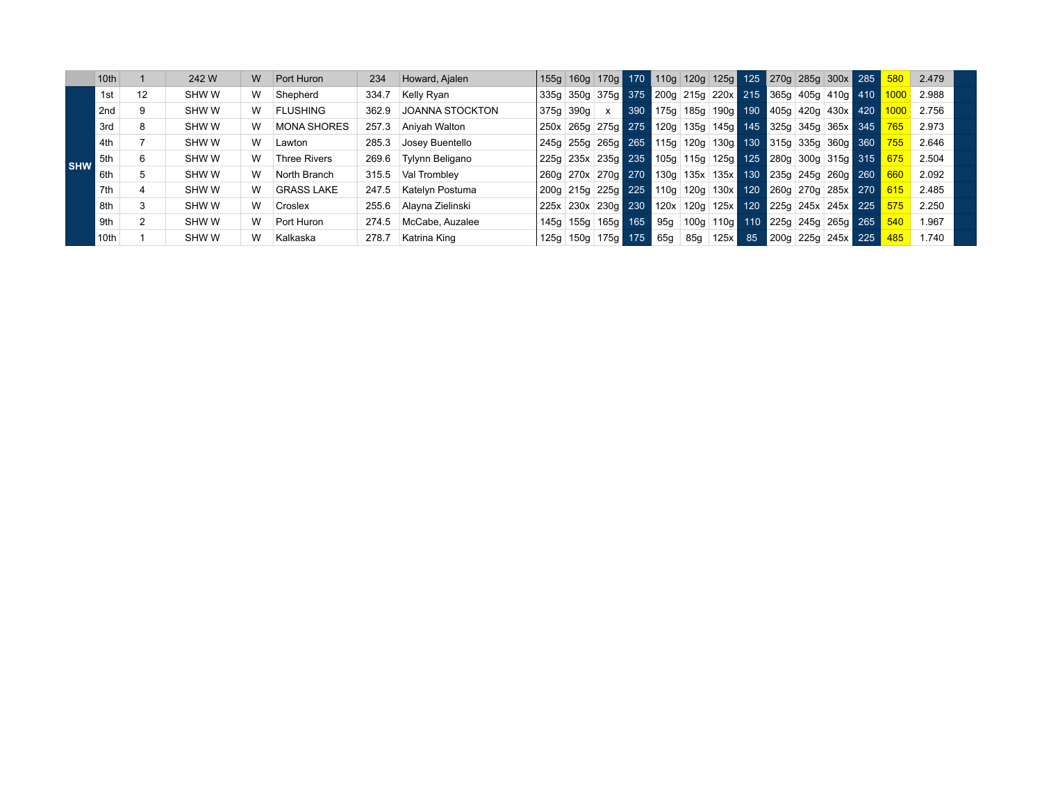| | | | | | | | | | | | | | | | | | | | | | | |
|---|---|---|---|---|---|---|---|---|---|---|---|---|---|---|---|---|---|---|---|---|---|---|
| | 10th | 1 | 242 W | W | Port Huron | 234 | Howard, Ajalen | 155g | 160g | 170g | 170 | 110g | 120g | 125g | 125 | 270g | 285g | 300x | 285 | 580 | 2.479 | |
| SHW | 1st | 12 | SHW W | W | Shepherd | 334.7 | Kelly Ryan | 335g | 350g | 375g | 375 | 200g | 215g | 220x | 215 | 365g | 405g | 410g | 410 | 1000 | 2.988 | |
| | 2nd | 9 | SHW W | W | FLUSHING | 362.9 | JOANNA STOCKTON | 375g | 390g | x | 390 | 175g | 185g | 190g | 190 | 405g | 420g | 430x | 420 | 1000 | 2.756 | |
| | 3rd | 8 | SHW W | W | MONA SHORES | 257.3 | Aniyah Walton | 250x | 265g | 275g | 275 | 120g | 135g | 145g | 145 | 325g | 345g | 365x | 345 | 765 | 2.973 | |
| | 4th | 7 | SHW W | W | Lawton | 285.3 | Josey Buentello | 245g | 255g | 265g | 265 | 115g | 120g | 130g | 130 | 315g | 335g | 360g | 360 | 755 | 2.646 | |
| | 5th | 6 | SHW W | W | Three Rivers | 269.6 | Tylynn Beligano | 225g | 235x | 235g | 235 | 105g | 115g | 125g | 125 | 280g | 300g | 315g | 315 | 675 | 2.504 | |
| | 6th | 5 | SHW W | W | North Branch | 315.5 | Val Trombley | 260g | 270x | 270g | 270 | 130g | 135x | 135x | 130 | 235g | 245g | 260g | 260 | 660 | 2.092 | |
| | 7th | 4 | SHW W | W | GRASS LAKE | 247.5 | Katelyn Postuma | 200g | 215g | 225g | 225 | 110g | 120g | 130x | 120 | 260g | 270g | 285x | 270 | 615 | 2.485 | |
| | 8th | 3 | SHW W | W | Croslex | 255.6 | Alayna Zielinski | 225x | 230x | 230g | 230 | 120x | 120g | 125x | 120 | 225g | 245x | 245x | 225 | 575 | 2.250 | |
| | 9th | 2 | SHW W | W | Port Huron | 274.5 | McCabe, Auzalee | 145g | 155g | 165g | 165 | 95g | 100g | 110g | 110 | 225g | 245g | 265g | 265 | 540 | 1.967 | |
| | 10th | 1 | SHW W | W | Kalkaska | 278.7 | Katrina King | 125g | 150g | 175g | 175 | 65g | 85g | 125x | 85 | 200g | 225g | 245x | 225 | 485 | 1.740 | |